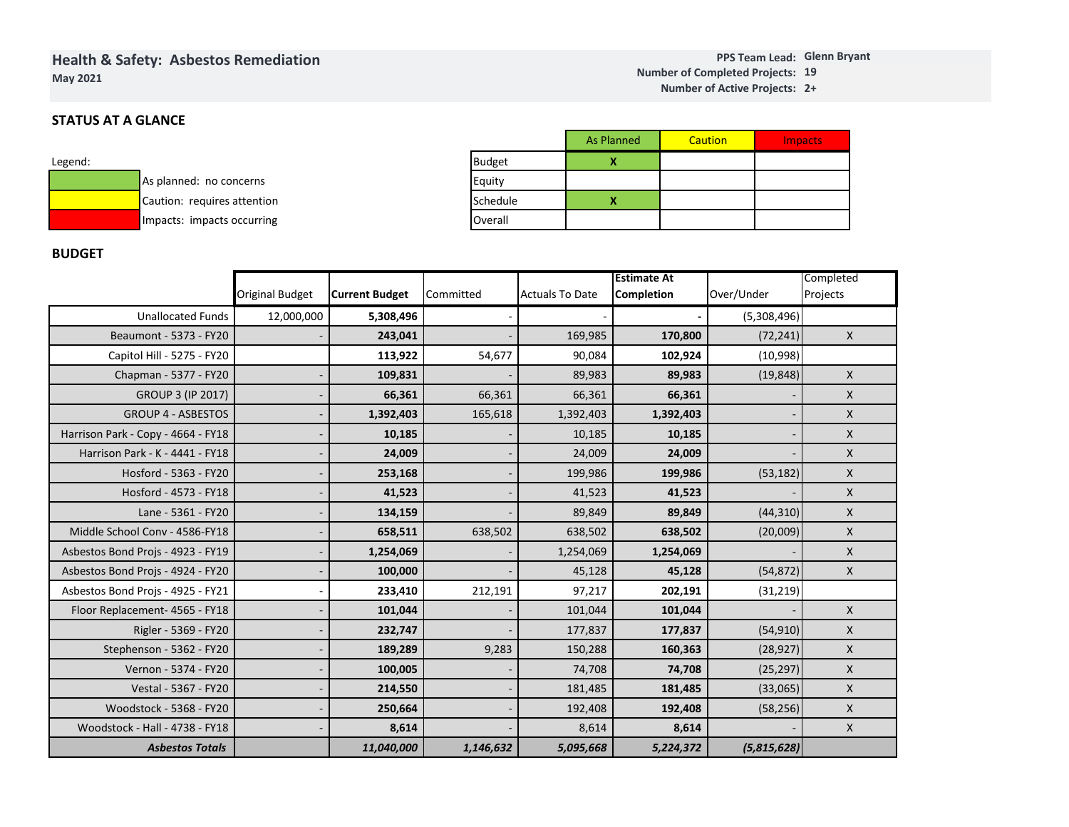## Health & Safety: Asbestos Remediation

**May 2021**

**PPS Team Lead:** Glenn Bryant
**Number of Completed Projects:** 19
**Number of Active Projects:** 2+

### STATUS AT A GLANCE

Legend:

| | |
|---|---|
| (green) | As planned: no concerns |
| (yellow) | Caution: requires attention |
| (red) | Impacts: impacts occurring |

| | As Planned | Caution | Impacts |
|---|---|---|---|
| Budget | X | | |
| Equity | | | |
| Schedule | X | | |
| Overall | | | |

### BUDGET

| | Original Budget | **Current Budget** | Committed | Actuals To Date | **Estimate At Completion** | Over/Under | Completed Projects |
|---|---|---|---|---|---|---|---|
| Unallocated Funds | 12,000,000 | **5,308,496** | - | - | **-** | (5,308,496) | |
| Beaumont - 5373 - FY20 | - | **243,041** | - | 169,985 | **170,800** | (72,241) | X |
| Capitol Hill - 5275 - FY20 | | **113,922** | 54,677 | 90,084 | **102,924** | (10,998) | |
| Chapman - 5377 - FY20 | - | **109,831** | - | 89,983 | **89,983** | (19,848) | X |
| GROUP 3 (IP 2017) | - | **66,361** | 66,361 | 66,361 | **66,361** | - | X |
| GROUP 4 - ASBESTOS | - | **1,392,403** | 165,618 | 1,392,403 | **1,392,403** | - | X |
| Harrison Park - Copy - 4664 - FY18 | - | **10,185** | - | 10,185 | **10,185** | - | X |
| Harrison Park - K - 4441 - FY18 | - | **24,009** | - | 24,009 | **24,009** | - | X |
| Hosford - 5363 - FY20 | - | **253,168** | - | 199,986 | **199,986** | (53,182) | X |
| Hosford - 4573 - FY18 | - | **41,523** | - | 41,523 | **41,523** | - | X |
| Lane - 5361 - FY20 | - | **134,159** | - | 89,849 | **89,849** | (44,310) | X |
| Middle School Conv - 4586-FY18 | - | **658,511** | 638,502 | 638,502 | **638,502** | (20,009) | X |
| Asbestos Bond Projs - 4923 - FY19 | - | **1,254,069** | - | 1,254,069 | **1,254,069** | - | X |
| Asbestos Bond Projs - 4924 - FY20 | - | **100,000** | - | 45,128 | **45,128** | (54,872) | X |
| Asbestos Bond Projs - 4925 - FY21 | - | **233,410** | 212,191 | 97,217 | **202,191** | (31,219) | |
| Floor Replacement- 4565 - FY18 | - | **101,044** | - | 101,044 | **101,044** | - | X |
| Rigler - 5369 - FY20 | - | **232,747** | - | 177,837 | **177,837** | (54,910) | X |
| Stephenson - 5362 - FY20 | - | **189,289** | 9,283 | 150,288 | **160,363** | (28,927) | X |
| Vernon - 5374 - FY20 | - | **100,005** | - | 74,708 | **74,708** | (25,297) | X |
| Vestal - 5367 - FY20 | - | **214,550** | - | 181,485 | **181,485** | (33,065) | X |
| Woodstock - 5368 - FY20 | - | **250,664** | - | 192,408 | **192,408** | (58,256) | X |
| Woodstock - Hall - 4738 - FY18 | - | **8,614** | - | 8,614 | **8,614** | - | X |
| ***Asbestos Totals*** | | ***11,040,000*** | ***1,146,632*** | ***5,095,668*** | ***5,224,372*** | ***(5,815,628)*** | |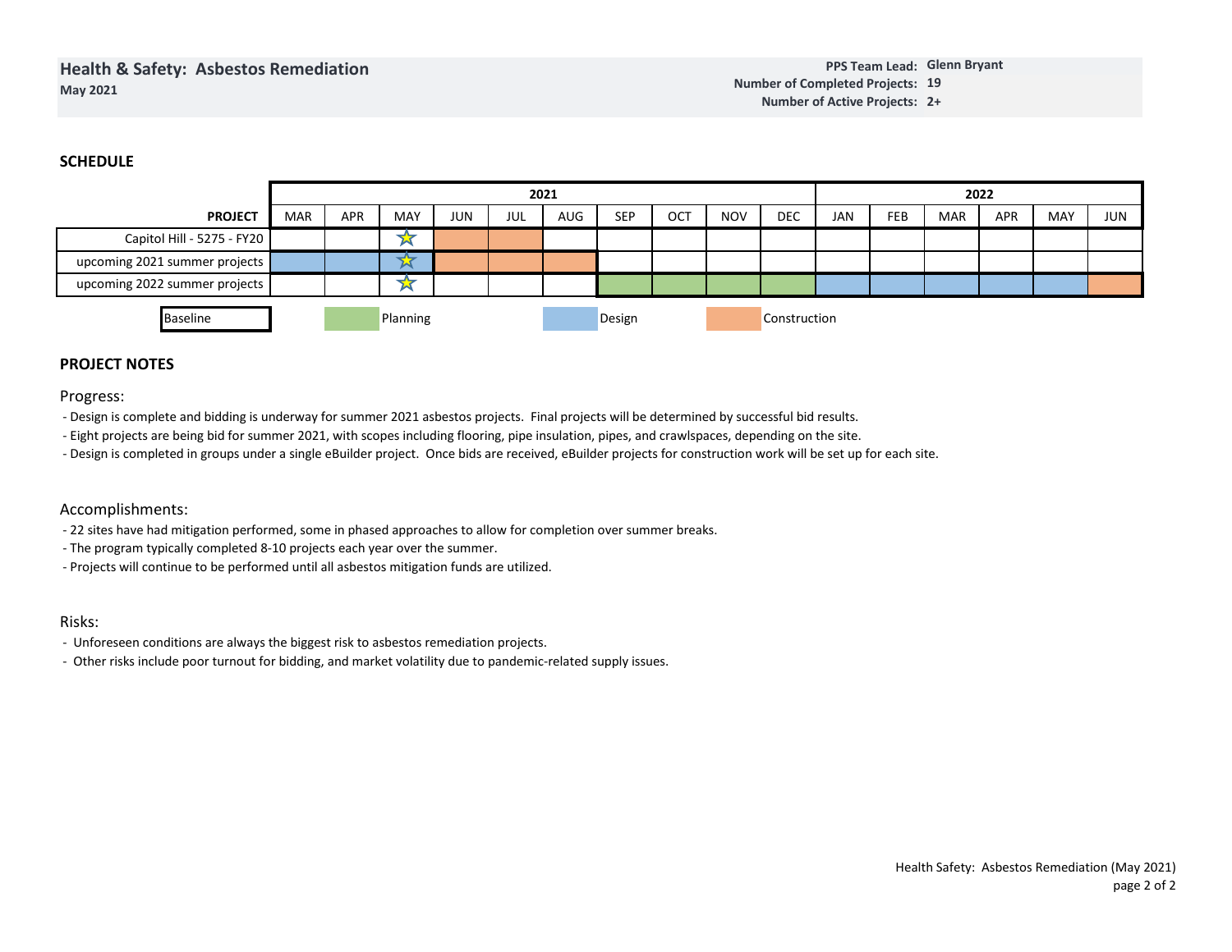# Health & Safety: Asbestos Remediation

**May 2021**

**PPS Team Lead:** Glenn Bryant
**Number of Completed Projects:** 19
**Number of Active Projects:** 2+

## SCHEDULE

| | 2021 | | | | | | | | | | 2022 | | | | | |
|---|---|---|---|---|---|---|---|---|---|---|---|---|---|---|---|---|
| **PROJECT** | MAR | APR | MAY | JUN | JUL | AUG | SEP | OCT | NOV | DEC | JAN | FEB | MAR | APR | MAY | JUN |
| Capitol Hill - 5275 - FY20 | | | ☆ | | | | | | | | | | | | | |
| upcoming 2021 summer projects | | | ☆ | | | | | | | | | | | | | |
| upcoming 2022 summer projects | | | ☆ | | | | | | | | | | | | | |

Baseline | Planning | Design | Construction

## PROJECT NOTES

### Progress:

- Design is complete and bidding is underway for summer 2021 asbestos projects. Final projects will be determined by successful bid results.
- Eight projects are being bid for summer 2021, with scopes including flooring, pipe insulation, pipes, and crawlspaces, depending on the site.
- Design is completed in groups under a single eBuilder project. Once bids are received, eBuilder projects for construction work will be set up for each site.

### Accomplishments:

- 22 sites have had mitigation performed, some in phased approaches to allow for completion over summer breaks.
- The program typically completed 8-10 projects each year over the summer.
- Projects will continue to be performed until all asbestos mitigation funds are utilized.

### Risks:

- Unforeseen conditions are always the biggest risk to asbestos remediation projects.
- Other risks include poor turnout for bidding, and market volatility due to pandemic-related supply issues.